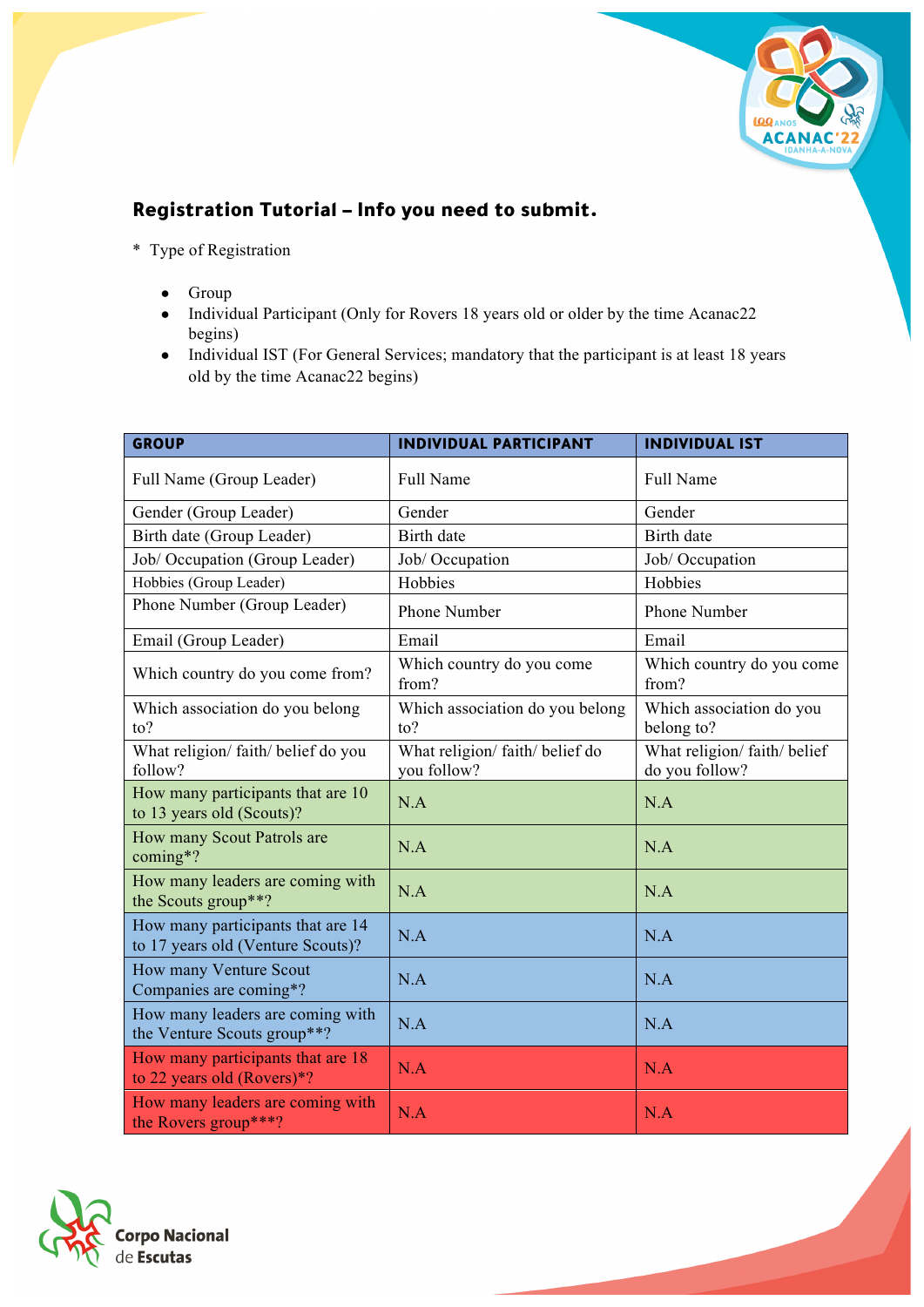## Registration Tutorial – Info you need to submit.

* Type of Registration

- Group
- Individual Participant (Only for Rovers 18 years old or older by the time Acanac22 begins)
- Individual IST (For General Services; mandatory that the participant is at least 18 years old by the time Acanac22 begins)

| GROUP | INDIVIDUAL PARTICIPANT | INDIVIDUAL IST |
|---|---|---|
| Full Name (Group Leader) | Full Name | Full Name |
| Gender (Group Leader) | Gender | Gender |
| Birth date (Group Leader) | Birth date | Birth date |
| Job/ Occupation (Group Leader) | Job/ Occupation | Job/ Occupation |
| Hobbies (Group Leader) | Hobbies | Hobbies |
| Phone Number (Group Leader) | Phone Number | Phone Number |
| Email (Group Leader) | Email | Email |
| Which country do you come from? | Which country do you come from? | Which country do you come from? |
| Which association do you belong to? | Which association do you belong to? | Which association do you belong to? |
| What religion/ faith/ belief do you follow? | What religion/ faith/ belief do you follow? | What religion/ faith/ belief do you follow? |
| How many participants that are 10 to 13 years old (Scouts)? | N.A | N.A |
| How many Scout Patrols are coming*? | N.A | N.A |
| How many leaders are coming with the Scouts group**? | N.A | N.A |
| How many participants that are 14 to 17 years old (Venture Scouts)? | N.A | N.A |
| How many Venture Scout Companies are coming*? | N.A | N.A |
| How many leaders are coming with the Venture Scouts group**? | N.A | N.A |
| How many participants that are 18 to 22 years old (Rovers)*? | N.A | N.A |
| How many leaders are coming with the Rovers group***? | N.A | N.A |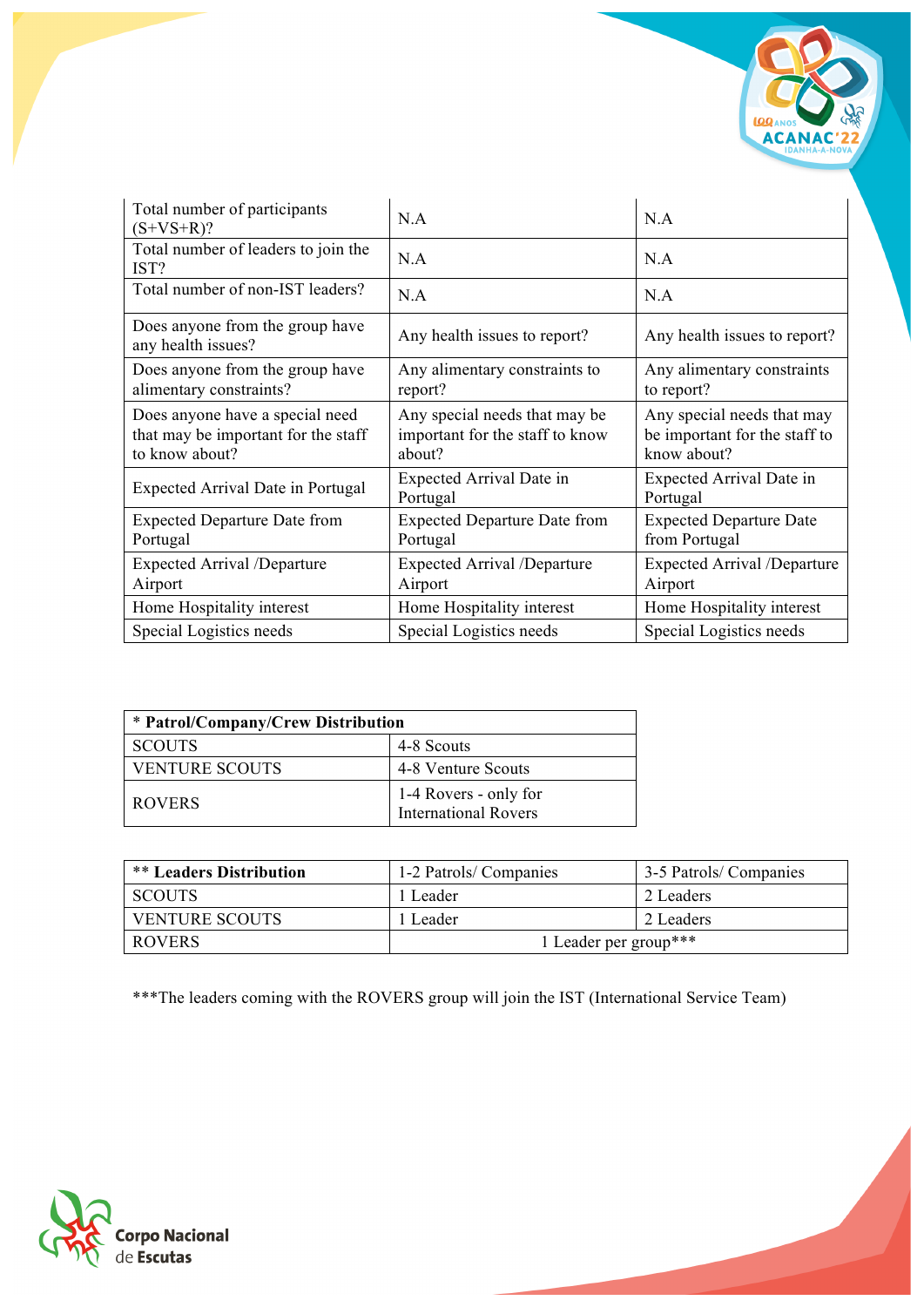| | | |
|---|---|---|
| Total number of participants (S+VS+R)? | N.A | N.A |
| Total number of leaders to join the IST? | N.A | N.A |
| Total number of non-IST leaders? | N.A | N.A |
| Does anyone from the group have any health issues? | Any health issues to report? | Any health issues to report? |
| Does anyone from the group have alimentary constraints? | Any alimentary constraints to report? | Any alimentary constraints to report? |
| Does anyone have a special need that may be important for the staff to know about? | Any special needs that may be important for the staff to know about? | Any special needs that may be important for the staff to know about? |
| Expected Arrival Date in Portugal | Expected Arrival Date in Portugal | Expected Arrival Date in Portugal |
| Expected Departure Date from Portugal | Expected Departure Date from Portugal | Expected Departure Date from Portugal |
| Expected Arrival /Departure Airport | Expected Arrival /Departure Airport | Expected Arrival /Departure Airport |
| Home Hospitality interest | Home Hospitality interest | Home Hospitality interest |
| Special Logistics needs | Special Logistics needs | Special Logistics needs |

| * **Patrol/Company/Crew Distribution** | |
|---|---|
| SCOUTS | 4-8 Scouts |
| VENTURE SCOUTS | 4-8 Venture Scouts |
| ROVERS | 1-4 Rovers - only for International Rovers |

| ** **Leaders Distribution** | 1-2 Patrols/ Companies | 3-5 Patrols/ Companies |
|---|---|---|
| SCOUTS | 1 Leader | 2 Leaders |
| VENTURE SCOUTS | 1 Leader | 2 Leaders |
| ROVERS | 1 Leader per group*** | |

***The leaders coming with the ROVERS group will join the IST (International Service Team)